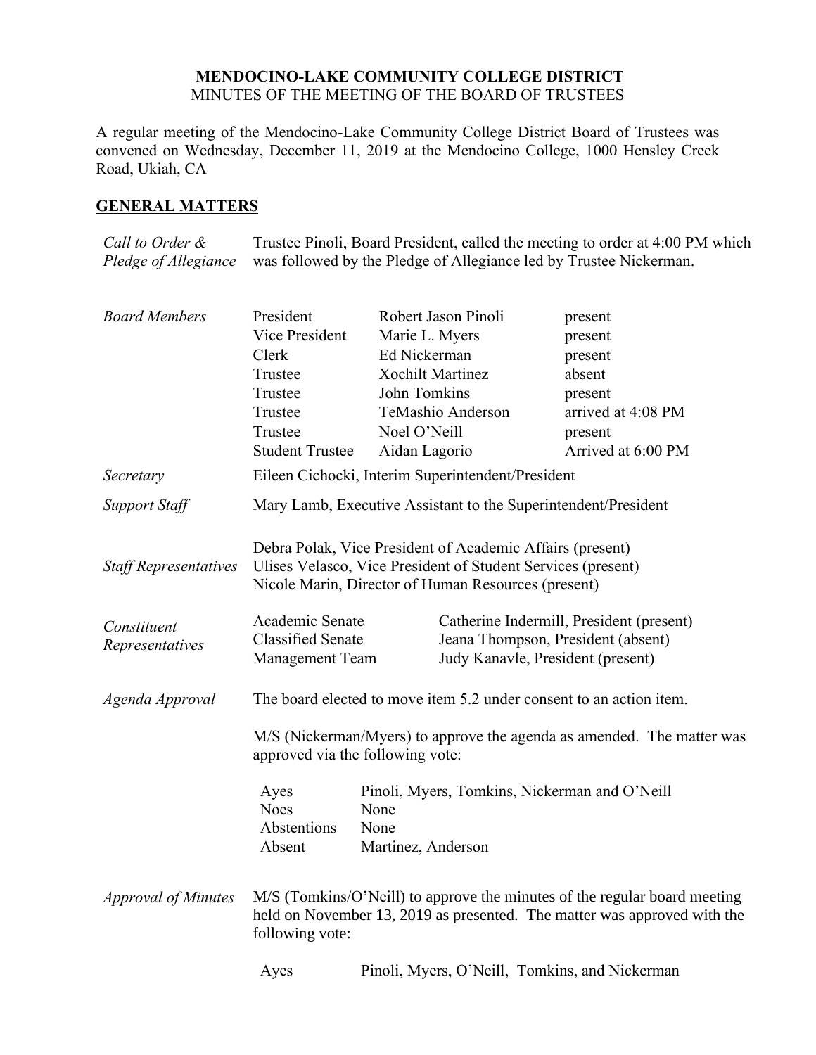# MENDOCINO-LAKE COMMUNITY COLLEGE DISTRICT

MINUTES OF THE MEETING OF THE BOARD OF TRUSTEES

A regular meeting of the Mendocino-Lake Community College District Board of Trustees was convened on Wednesday, December 11, 2019 at the Mendocino College, 1000 Hensley Creek Road, Ukiah, CA

## GENERAL MATTERS

*Call to Order & Pledge of Allegiance*

Trustee Pinoli, Board President, called the meeting to order at 4:00 PM which was followed by the Pledge of Allegiance led by Trustee Nickerman.

*Board Members*

| | | |
|---|---|---|
| President | Robert Jason Pinoli | present |
| Vice President | Marie L. Myers | present |
| Clerk | Ed Nickerman | present |
| Trustee | Xochilt Martinez | absent |
| Trustee | John Tomkins | present |
| Trustee | TeMashio Anderson | arrived at 4:08 PM |
| Trustee | Noel O'Neill | present |
| Student Trustee | Aidan Lagorio | Arrived at 6:00 PM |

*Secretary*

Eileen Cichocki, Interim Superintendent/President

*Support Staff*

Mary Lamb, Executive Assistant to the Superintendent/President

*Staff Representatives*

Debra Polak, Vice President of Academic Affairs (present)
Ulises Velasco, Vice President of Student Services (present)
Nicole Marin, Director of Human Resources (present)

*Constituent Representatives*

| | |
|---|---|
| Academic Senate | Catherine Indermill, President (present) |
| Classified Senate | Jeana Thompson, President (absent) |
| Management Team | Judy Kanavle, President (present) |

*Agenda Approval*

The board elected to move item 5.2 under consent to an action item.

M/S (Nickerman/Myers) to approve the agenda as amended. The matter was approved via the following vote:

| | |
|---|---|
| Ayes | Pinoli, Myers, Tomkins, Nickerman and O'Neill |
| Noes | None |
| Abstentions | None |
| Absent | Martinez, Anderson |

*Approval of Minutes*

M/S (Tomkins/O'Neill) to approve the minutes of the regular board meeting held on November 13, 2019 as presented. The matter was approved with the following vote:

| | |
|---|---|
| Ayes | Pinoli, Myers, O'Neill, Tomkins, and Nickerman |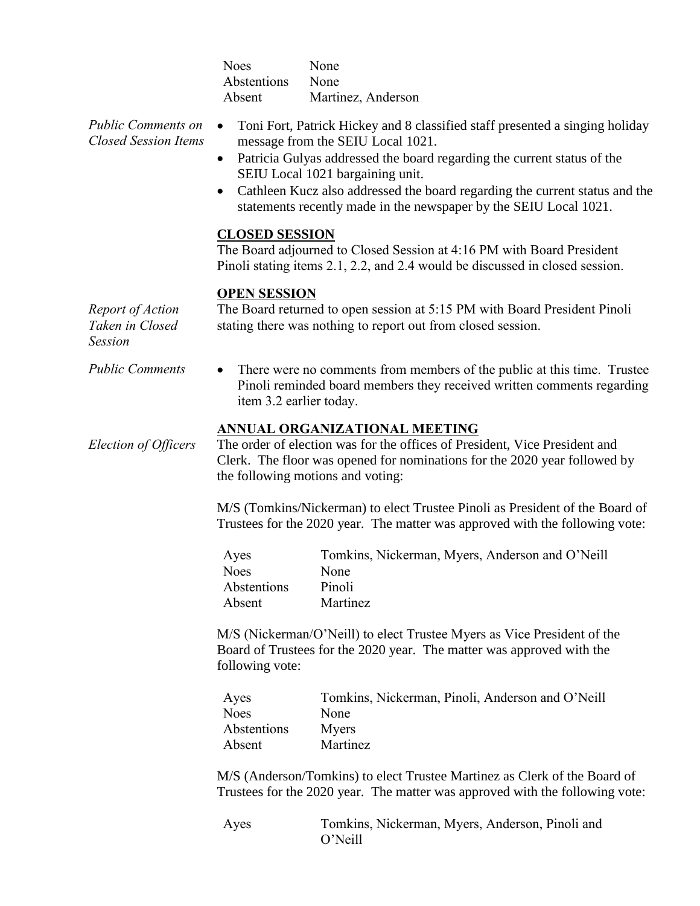| | |
|---|---|
| Noes | None |
| Abstentions | None |
| Absent | Martinez, Anderson |

*Public Comments on Closed Session Items*

- Toni Fort, Patrick Hickey and 8 classified staff presented a singing holiday message from the SEIU Local 1021.
- Patricia Gulyas addressed the board regarding the current status of the SEIU Local 1021 bargaining unit.
- Cathleen Kucz also addressed the board regarding the current status and the statements recently made in the newspaper by the SEIU Local 1021.

**CLOSED SESSION**

The Board adjourned to Closed Session at 4:16 PM with Board President Pinoli stating items 2.1, 2.2, and 2.4 would be discussed in closed session.

**OPEN SESSION**

*Report of Action Taken in Closed Session*

The Board returned to open session at 5:15 PM with Board President Pinoli stating there was nothing to report out from closed session.

*Public Comments*

- There were no comments from members of the public at this time. Trustee Pinoli reminded board members they received written comments regarding item 3.2 earlier today.

**ANNUAL ORGANIZATIONAL MEETING**

*Election of Officers*

The order of election was for the offices of President, Vice President and Clerk. The floor was opened for nominations for the 2020 year followed by the following motions and voting:

M/S (Tomkins/Nickerman) to elect Trustee Pinoli as President of the Board of Trustees for the 2020 year. The matter was approved with the following vote:

| | |
|---|---|
| Ayes | Tomkins, Nickerman, Myers, Anderson and O'Neill |
| Noes | None |
| Abstentions | Pinoli |
| Absent | Martinez |

M/S (Nickerman/O'Neill) to elect Trustee Myers as Vice President of the Board of Trustees for the 2020 year. The matter was approved with the following vote:

| | |
|---|---|
| Ayes | Tomkins, Nickerman, Pinoli, Anderson and O'Neill |
| Noes | None |
| Abstentions | Myers |
| Absent | Martinez |

M/S (Anderson/Tomkins) to elect Trustee Martinez as Clerk of the Board of Trustees for the 2020 year. The matter was approved with the following vote:

| | |
|---|---|
| Ayes | Tomkins, Nickerman, Myers, Anderson, Pinoli and O'Neill |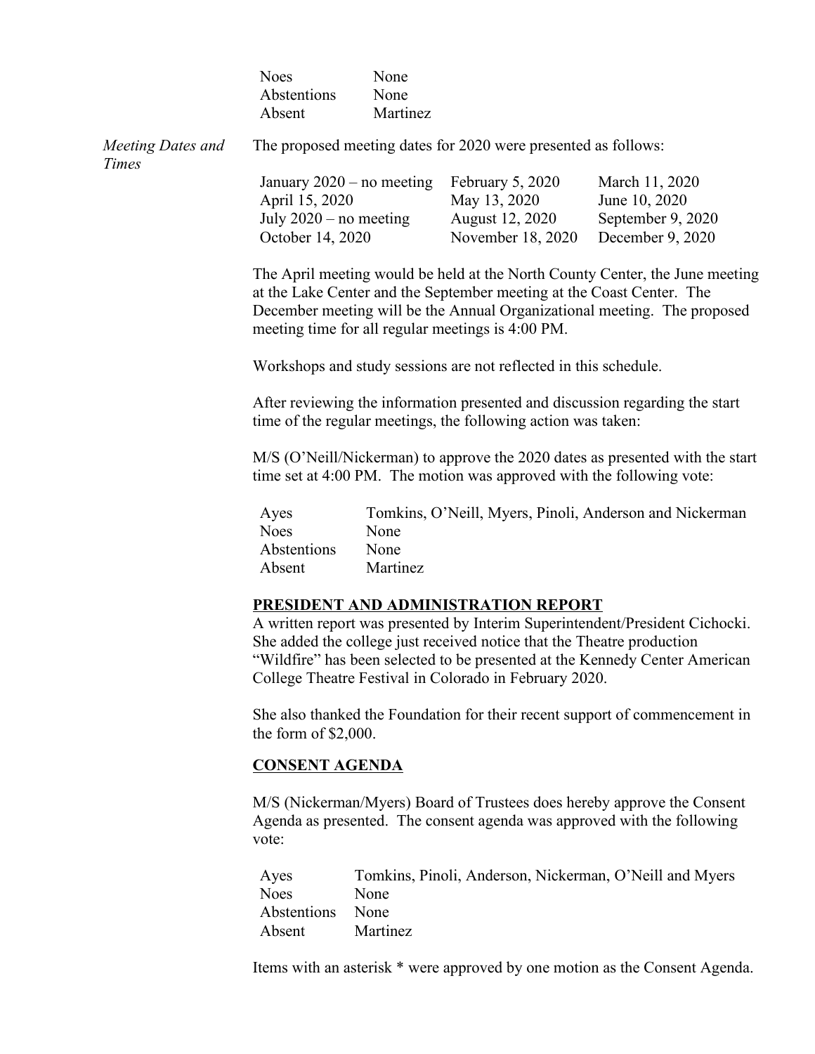| | |
|---|---|
| Noes | None |
| Abstentions | None |
| Absent | Martinez |

*Meeting Dates and Times*

The proposed meeting dates for 2020 were presented as follows:

| | | |
|---|---|---|
| January 2020 – no meeting | February 5, 2020 | March 11, 2020 |
| April 15, 2020 | May 13, 2020 | June 10, 2020 |
| July 2020 – no meeting | August 12, 2020 | September 9, 2020 |
| October 14, 2020 | November 18, 2020 | December 9, 2020 |

The April meeting would be held at the North County Center, the June meeting at the Lake Center and the September meeting at the Coast Center. The December meeting will be the Annual Organizational meeting. The proposed meeting time for all regular meetings is 4:00 PM.

Workshops and study sessions are not reflected in this schedule.

After reviewing the information presented and discussion regarding the start time of the regular meetings, the following action was taken:

M/S (O'Neill/Nickerman) to approve the 2020 dates as presented with the start time set at 4:00 PM. The motion was approved with the following vote:

| | |
|---|---|
| Ayes | Tomkins, O'Neill, Myers, Pinoli, Anderson and Nickerman |
| Noes | None |
| Abstentions | None |
| Absent | Martinez |

## PRESIDENT AND ADMINISTRATION REPORT

A written report was presented by Interim Superintendent/President Cichocki. She added the college just received notice that the Theatre production "Wildfire" has been selected to be presented at the Kennedy Center American College Theatre Festival in Colorado in February 2020.

She also thanked the Foundation for their recent support of commencement in the form of $2,000.

## CONSENT AGENDA

M/S (Nickerman/Myers) Board of Trustees does hereby approve the Consent Agenda as presented. The consent agenda was approved with the following vote:

| | |
|---|---|
| Ayes | Tomkins, Pinoli, Anderson, Nickerman, O'Neill and Myers |
| Noes | None |
| Abstentions | None |
| Absent | Martinez |

Items with an asterisk * were approved by one motion as the Consent Agenda.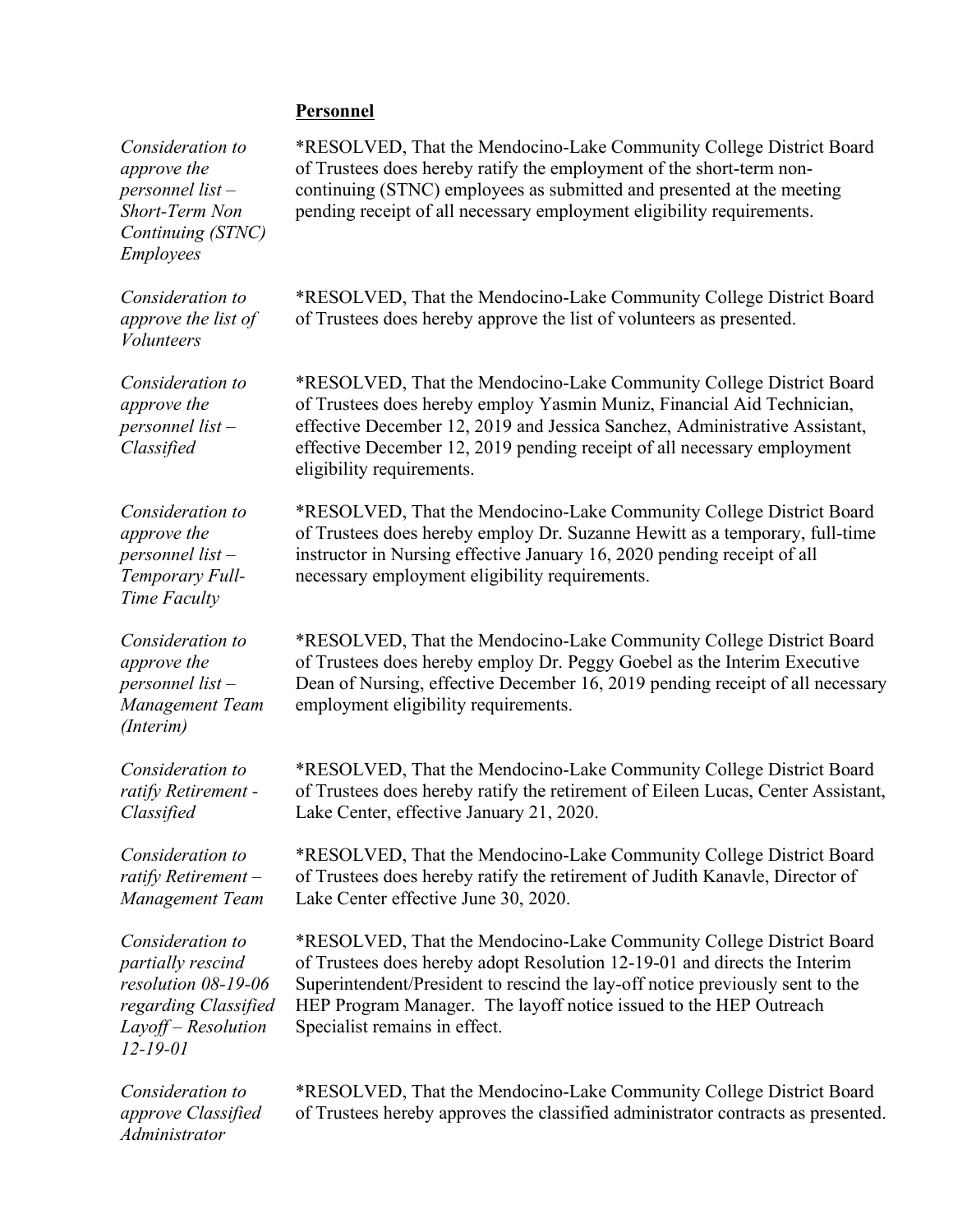## **Personnel**

*Consideration to approve the personnel list – Short-Term Non Continuing (STNC) Employees*

*RESOLVED, That the Mendocino-Lake Community College District Board of Trustees does hereby ratify the employment of the short-term non-continuing (STNC) employees as submitted and presented at the meeting pending receipt of all necessary employment eligibility requirements.

*Consideration to approve the list of Volunteers*

*RESOLVED, That the Mendocino-Lake Community College District Board of Trustees does hereby approve the list of volunteers as presented.

*Consideration to approve the personnel list – Classified*

*RESOLVED, That the Mendocino-Lake Community College District Board of Trustees does hereby employ Yasmin Muniz, Financial Aid Technician, effective December 12, 2019 and Jessica Sanchez, Administrative Assistant, effective December 12, 2019 pending receipt of all necessary employment eligibility requirements.

*Consideration to approve the personnel list – Temporary Full-Time Faculty*

*RESOLVED, That the Mendocino-Lake Community College District Board of Trustees does hereby employ Dr. Suzanne Hewitt as a temporary, full-time instructor in Nursing effective January 16, 2020 pending receipt of all necessary employment eligibility requirements.

*Consideration to approve the personnel list – Management Team (Interim)*

*RESOLVED, That the Mendocino-Lake Community College District Board of Trustees does hereby employ Dr. Peggy Goebel as the Interim Executive Dean of Nursing, effective December 16, 2019 pending receipt of all necessary employment eligibility requirements.

*Consideration to ratify Retirement - Classified*

*RESOLVED, That the Mendocino-Lake Community College District Board of Trustees does hereby ratify the retirement of Eileen Lucas, Center Assistant, Lake Center, effective January 21, 2020.

*Consideration to ratify Retirement – Management Team*

*RESOLVED, That the Mendocino-Lake Community College District Board of Trustees does hereby ratify the retirement of Judith Kanavle, Director of Lake Center effective June 30, 2020.

*Consideration to partially rescind resolution 08-19-06 regarding Classified Layoff – Resolution 12-19-01*

*RESOLVED, That the Mendocino-Lake Community College District Board of Trustees does hereby adopt Resolution 12-19-01 and directs the Interim Superintendent/President to rescind the lay-off notice previously sent to the HEP Program Manager. The layoff notice issued to the HEP Outreach Specialist remains in effect.

*Consideration to approve Classified Administrator*

*RESOLVED, That the Mendocino-Lake Community College District Board of Trustees hereby approves the classified administrator contracts as presented.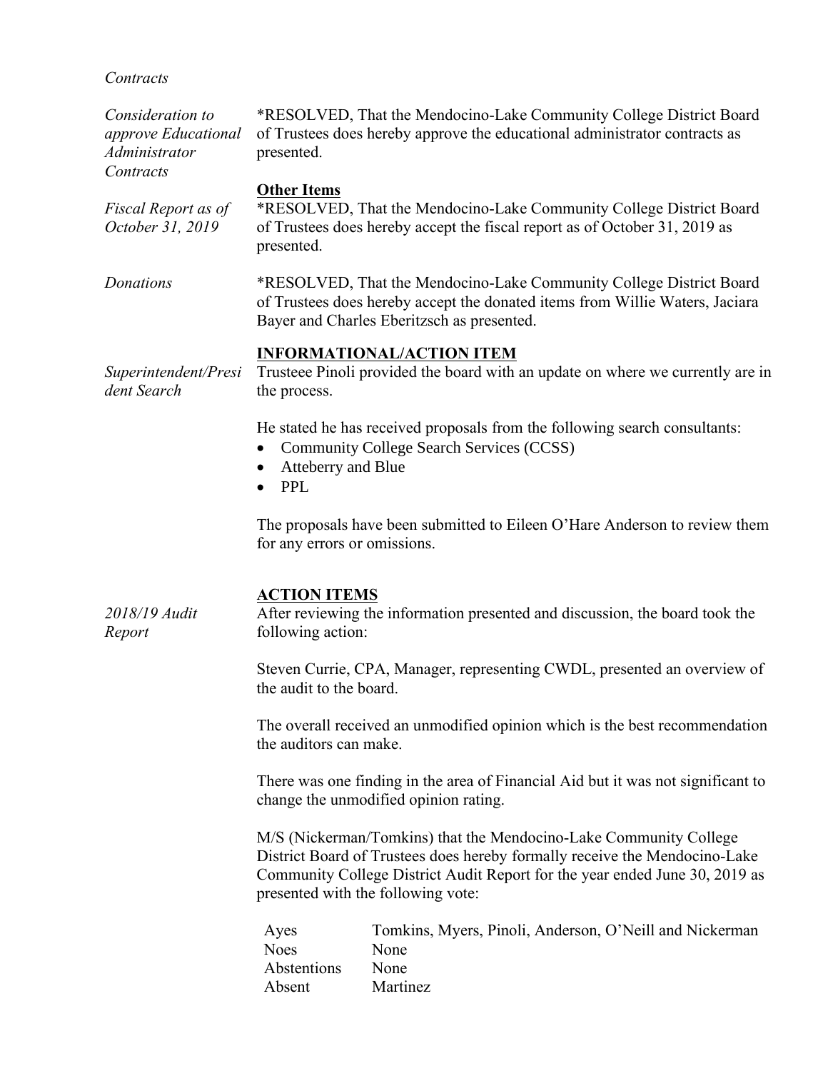*Contracts*

*Consideration to approve Educational Administrator Contracts*

*RESOLVED, That the Mendocino-Lake Community College District Board of Trustees does hereby approve the educational administrator contracts as presented.

**Other Items**

*Fiscal Report as of October 31, 2019*

*RESOLVED, That the Mendocino-Lake Community College District Board of Trustees does hereby accept the fiscal report as of October 31, 2019 as presented.

*Donations*

*RESOLVED, That the Mendocino-Lake Community College District Board of Trustees does hereby accept the donated items from Willie Waters, Jaciara Bayer and Charles Eberitzsch as presented.

**INFORMATIONAL/ACTION ITEM**

*Superintendent/President Search*

Trusteee Pinoli provided the board with an update on where we currently are in the process.

He stated he has received proposals from the following search consultants:

- Community College Search Services (CCSS)
- Atteberry and Blue
- PPL

The proposals have been submitted to Eileen O'Hare Anderson to review them for any errors or omissions.

**ACTION ITEMS**

*2018/19 Audit Report*

After reviewing the information presented and discussion, the board took the following action:

Steven Currie, CPA, Manager, representing CWDL, presented an overview of the audit to the board.

The overall received an unmodified opinion which is the best recommendation the auditors can make.

There was one finding in the area of Financial Aid but it was not significant to change the unmodified opinion rating.

M/S (Nickerman/Tomkins) that the Mendocino-Lake Community College District Board of Trustees does hereby formally receive the Mendocino-Lake Community College District Audit Report for the year ended June 30, 2019 as presented with the following vote:

| | |
|---|---|
| Ayes | Tomkins, Myers, Pinoli, Anderson, O'Neill and Nickerman |
| Noes | None |
| Abstentions | None |
| Absent | Martinez |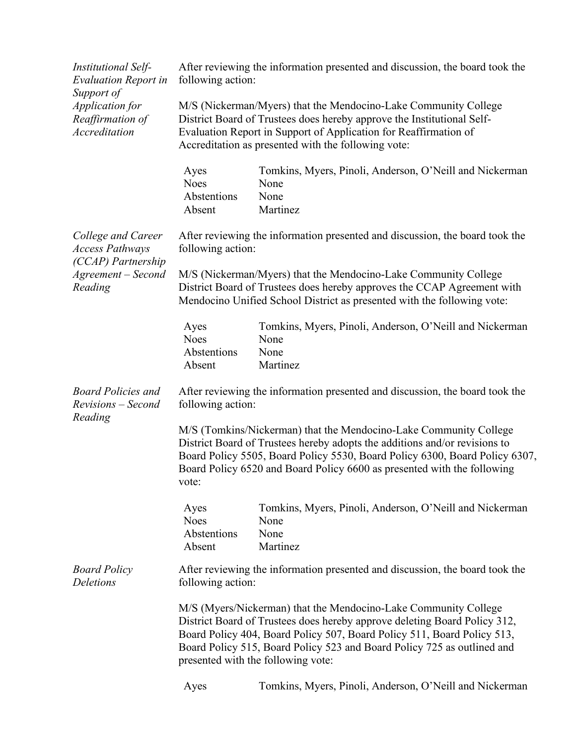*Institutional Self-Evaluation Report in Support of Application for Reaffirmation of Accreditation*

After reviewing the information presented and discussion, the board took the following action:

M/S (Nickerman/Myers) that the Mendocino-Lake Community College District Board of Trustees does hereby approve the Institutional Self-Evaluation Report in Support of Application for Reaffirmation of Accreditation as presented with the following vote:

| | |
|---|---|
| Ayes | Tomkins, Myers, Pinoli, Anderson, O'Neill and Nickerman |
| Noes | None |
| Abstentions | None |
| Absent | Martinez |

*College and Career Access Pathways (CCAP) Partnership Agreement – Second Reading*

After reviewing the information presented and discussion, the board took the following action:

M/S (Nickerman/Myers) that the Mendocino-Lake Community College District Board of Trustees does hereby approves the CCAP Agreement with Mendocino Unified School District as presented with the following vote:

| | |
|---|---|
| Ayes | Tomkins, Myers, Pinoli, Anderson, O'Neill and Nickerman |
| Noes | None |
| Abstentions | None |
| Absent | Martinez |

*Board Policies and Revisions – Second Reading*

After reviewing the information presented and discussion, the board took the following action:

M/S (Tomkins/Nickerman) that the Mendocino-Lake Community College District Board of Trustees hereby adopts the additions and/or revisions to Board Policy 5505, Board Policy 5530, Board Policy 6300, Board Policy 6307, Board Policy 6520 and Board Policy 6600 as presented with the following vote:

| | |
|---|---|
| Ayes | Tomkins, Myers, Pinoli, Anderson, O'Neill and Nickerman |
| Noes | None |
| Abstentions | None |
| Absent | Martinez |

*Board Policy Deletions*

After reviewing the information presented and discussion, the board took the following action:

M/S (Myers/Nickerman) that the Mendocino-Lake Community College District Board of Trustees does hereby approve deleting Board Policy 312, Board Policy 404, Board Policy 507, Board Policy 511, Board Policy 513, Board Policy 515, Board Policy 523 and Board Policy 725 as outlined and presented with the following vote:

| | |
|---|---|
| Ayes | Tomkins, Myers, Pinoli, Anderson, O'Neill and Nickerman |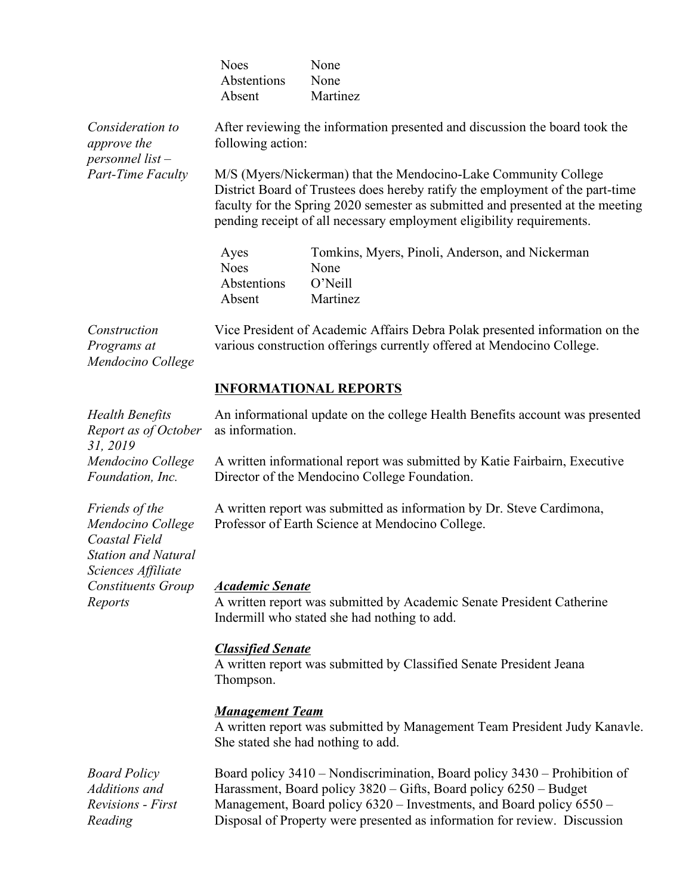| | |
|---|---|
| Noes | None |
| Abstentions | None |
| Absent | Martinez |

*Consideration to approve the personnel list – Part-Time Faculty*

After reviewing the information presented and discussion the board took the following action:

M/S (Myers/Nickerman) that the Mendocino-Lake Community College District Board of Trustees does hereby ratify the employment of the part-time faculty for the Spring 2020 semester as submitted and presented at the meeting pending receipt of all necessary employment eligibility requirements.

| | |
|---|---|
| Ayes | Tomkins, Myers, Pinoli, Anderson, and Nickerman |
| Noes | None |
| Abstentions | O'Neill |
| Absent | Martinez |

*Construction Programs at Mendocino College*

Vice President of Academic Affairs Debra Polak presented information on the various construction offerings currently offered at Mendocino College.

## INFORMATIONAL REPORTS

*Health Benefits Report as of October 31, 2019*

An informational update on the college Health Benefits account was presented as information.

*Mendocino College Foundation, Inc.*

A written informational report was submitted by Katie Fairbairn, Executive Director of the Mendocino College Foundation.

*Friends of the Mendocino College Coastal Field Station and Natural Sciences Affiliate*

A written report was submitted as information by Dr. Steve Cardimona, Professor of Earth Science at Mendocino College.

*Constituents Group Reports*

***Academic Senate***

A written report was submitted by Academic Senate President Catherine Indermill who stated she had nothing to add.

***Classified Senate***

A written report was submitted by Classified Senate President Jeana Thompson.

***Management Team***

A written report was submitted by Management Team President Judy Kanavle. She stated she had nothing to add.

*Board Policy Additions and Revisions - First Reading*

Board policy 3410 – Nondiscrimination, Board policy 3430 – Prohibition of Harassment, Board policy 3820 – Gifts, Board policy 6250 – Budget Management, Board policy 6320 – Investments, and Board policy 6550 – Disposal of Property were presented as information for review. Discussion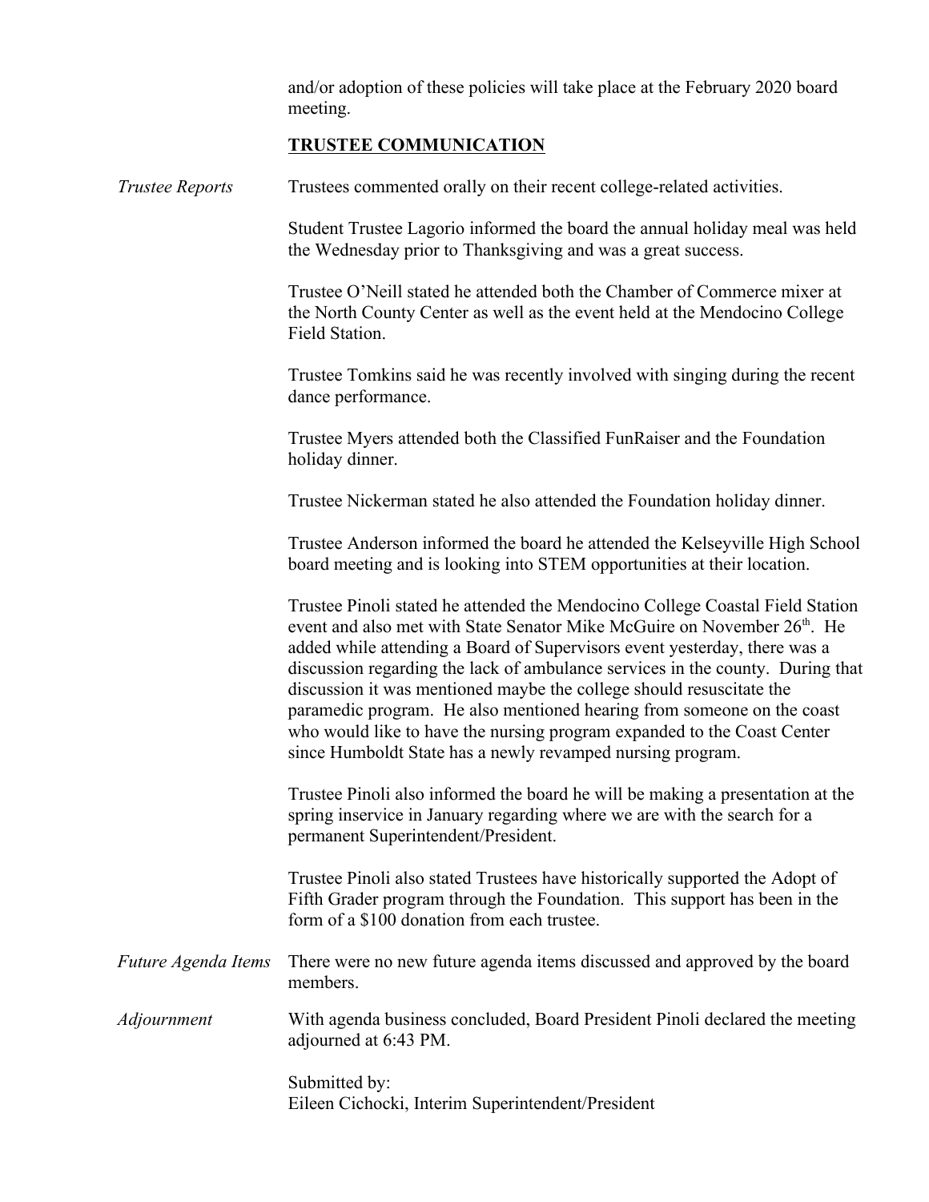and/or adoption of these policies will take place at the February 2020 board meeting.

## TRUSTEE COMMUNICATION

*Trustee Reports*

Trustees commented orally on their recent college-related activities.

Student Trustee Lagorio informed the board the annual holiday meal was held the Wednesday prior to Thanksgiving and was a great success.

Trustee O'Neill stated he attended both the Chamber of Commerce mixer at the North County Center as well as the event held at the Mendocino College Field Station.

Trustee Tomkins said he was recently involved with singing during the recent dance performance.

Trustee Myers attended both the Classified FunRaiser and the Foundation holiday dinner.

Trustee Nickerman stated he also attended the Foundation holiday dinner.

Trustee Anderson informed the board he attended the Kelseyville High School board meeting and is looking into STEM opportunities at their location.

Trustee Pinoli stated he attended the Mendocino College Coastal Field Station event and also met with State Senator Mike McGuire on November 26th. He added while attending a Board of Supervisors event yesterday, there was a discussion regarding the lack of ambulance services in the county. During that discussion it was mentioned maybe the college should resuscitate the paramedic program. He also mentioned hearing from someone on the coast who would like to have the nursing program expanded to the Coast Center since Humboldt State has a newly revamped nursing program.

Trustee Pinoli also informed the board he will be making a presentation at the spring inservice in January regarding where we are with the search for a permanent Superintendent/President.

Trustee Pinoli also stated Trustees have historically supported the Adopt of Fifth Grader program through the Foundation. This support has been in the form of a $100 donation from each trustee.

*Future Agenda Items*

There were no new future agenda items discussed and approved by the board members.

*Adjournment*

With agenda business concluded, Board President Pinoli declared the meeting adjourned at 6:43 PM.

Submitted by:
Eileen Cichocki, Interim Superintendent/President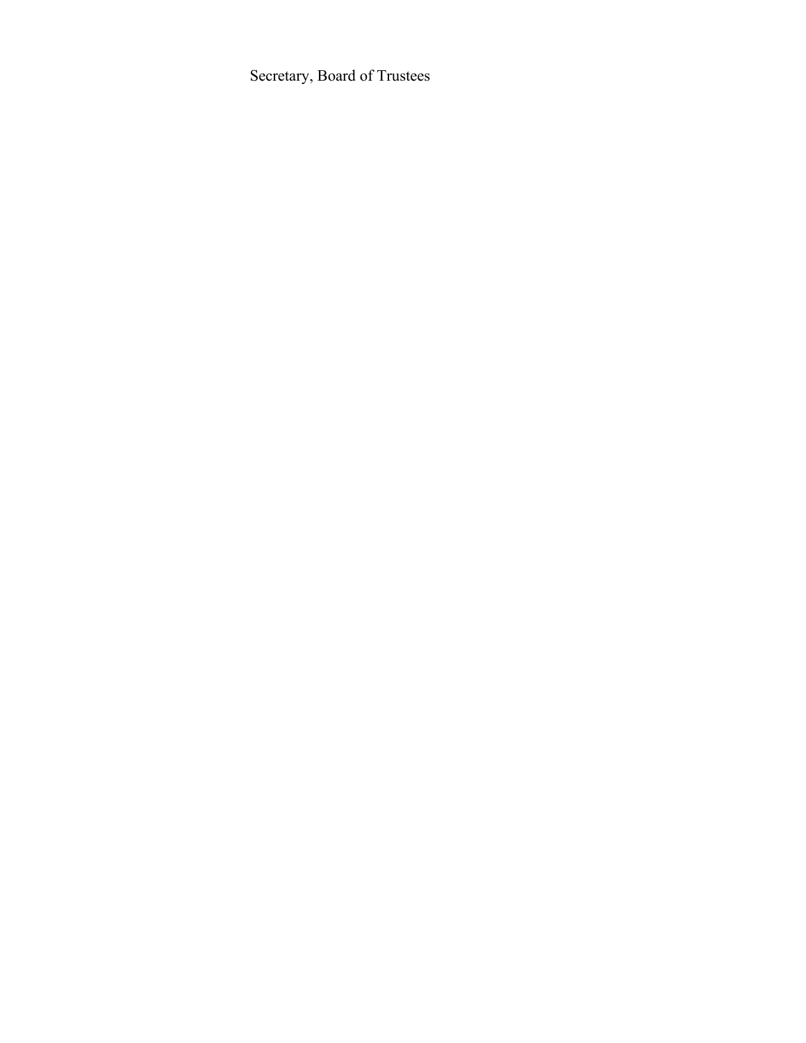Secretary, Board of Trustees